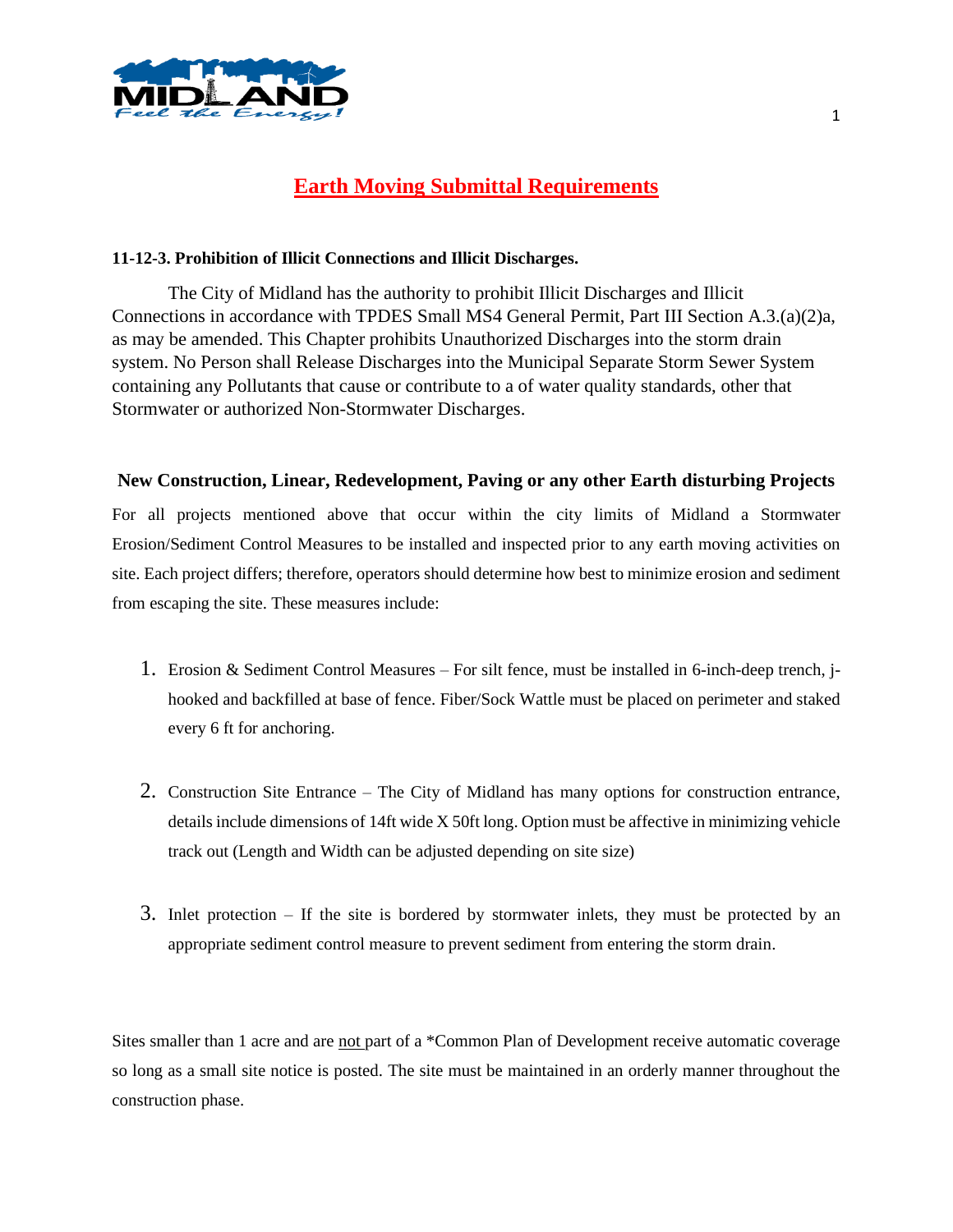# Earth Moving Submittal Requirements

**11-12-3. Prohibition of Illicit Connections and Illicit Discharges.**

The City of Midland has the authority to prohibit Illicit Discharges and Illicit Connections in accordance with TPDES Small MS4 General Permit, Part III Section A.3.(a)(2)a, as may be amended. This Chapter prohibits Unauthorized Discharges into the storm drain system. No Person shall Release Discharges into the Municipal Separate Storm Sewer System containing any Pollutants that cause or contribute to a of water quality standards, other that Stormwater or authorized Non-Stormwater Discharges.

## New Construction, Linear, Redevelopment, Paving or any other Earth disturbing Projects

For all projects mentioned above that occur within the city limits of Midland a Stormwater Erosion/Sediment Control Measures to be installed and inspected prior to any earth moving activities on site. Each project differs; therefore, operators should determine how best to minimize erosion and sediment from escaping the site. These measures include:

1. Erosion & Sediment Control Measures – For silt fence, must be installed in 6-inch-deep trench, j-hooked and backfilled at base of fence. Fiber/Sock Wattle must be placed on perimeter and staked every 6 ft for anchoring.

2. Construction Site Entrance – The City of Midland has many options for construction entrance, details include dimensions of 14ft wide X 50ft long. Option must be affective in minimizing vehicle track out (Length and Width can be adjusted depending on site size)

3. Inlet protection – If the site is bordered by stormwater inlets, they must be protected by an appropriate sediment control measure to prevent sediment from entering the storm drain.

Sites smaller than 1 acre and are not part of a *Common Plan of Development receive automatic coverage so long as a small site notice is posted. The site must be maintained in an orderly manner throughout the construction phase.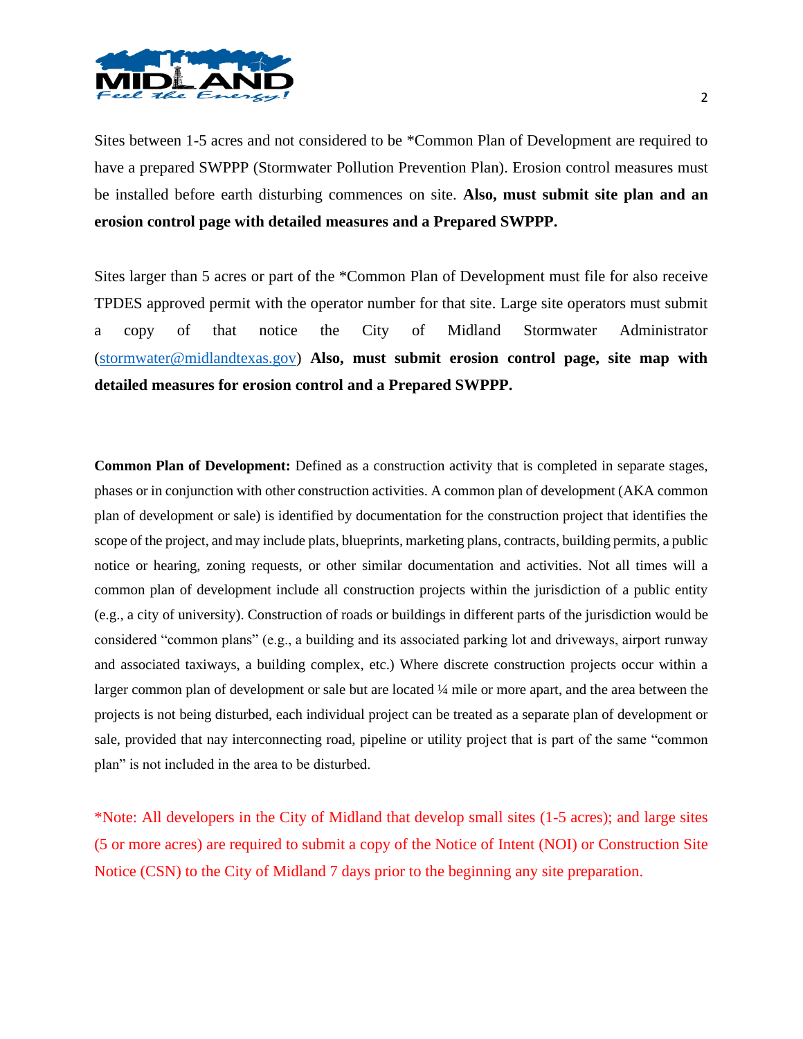Sites between 1-5 acres and not considered to be *Common Plan of Development are required to have a prepared SWPPP (Stormwater Pollution Prevention Plan). Erosion control measures must be installed before earth disturbing commences on site. **Also, must submit site plan and an erosion control page with detailed measures and a Prepared SWPPP.**

Sites larger than 5 acres or part of the *Common Plan of Development must file for also receive TPDES approved permit with the operator number for that site. Large site operators must submit a copy of that notice the City of Midland Stormwater Administrator (stormwater@midlandtexas.gov) **Also, must submit erosion control page, site map with detailed measures for erosion control and a Prepared SWPPP.**

**Common Plan of Development:** Defined as a construction activity that is completed in separate stages, phases or in conjunction with other construction activities. A common plan of development (AKA common plan of development or sale) is identified by documentation for the construction project that identifies the scope of the project, and may include plats, blueprints, marketing plans, contracts, building permits, a public notice or hearing, zoning requests, or other similar documentation and activities. Not all times will a common plan of development include all construction projects within the jurisdiction of a public entity (e.g., a city of university). Construction of roads or buildings in different parts of the jurisdiction would be considered "common plans" (e.g., a building and its associated parking lot and driveways, airport runway and associated taxiways, a building complex, etc.) Where discrete construction projects occur within a larger common plan of development or sale but are located ¼ mile or more apart, and the area between the projects is not being disturbed, each individual project can be treated as a separate plan of development or sale, provided that nay interconnecting road, pipeline or utility project that is part of the same "common plan" is not included in the area to be disturbed.

*Note: All developers in the City of Midland that develop small sites (1-5 acres); and large sites (5 or more acres) are required to submit a copy of the Notice of Intent (NOI) or Construction Site Notice (CSN) to the City of Midland 7 days prior to the beginning any site preparation.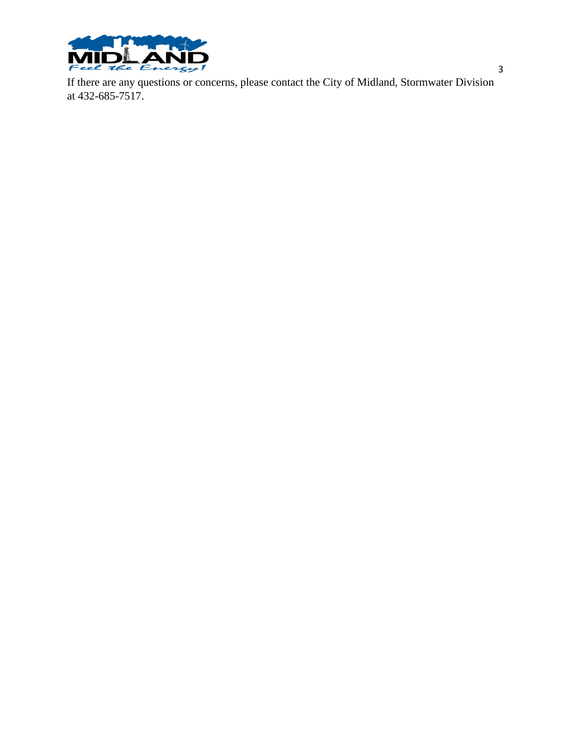If there are any questions or concerns, please contact the City of Midland, Stormwater Division at 432-685-7517.